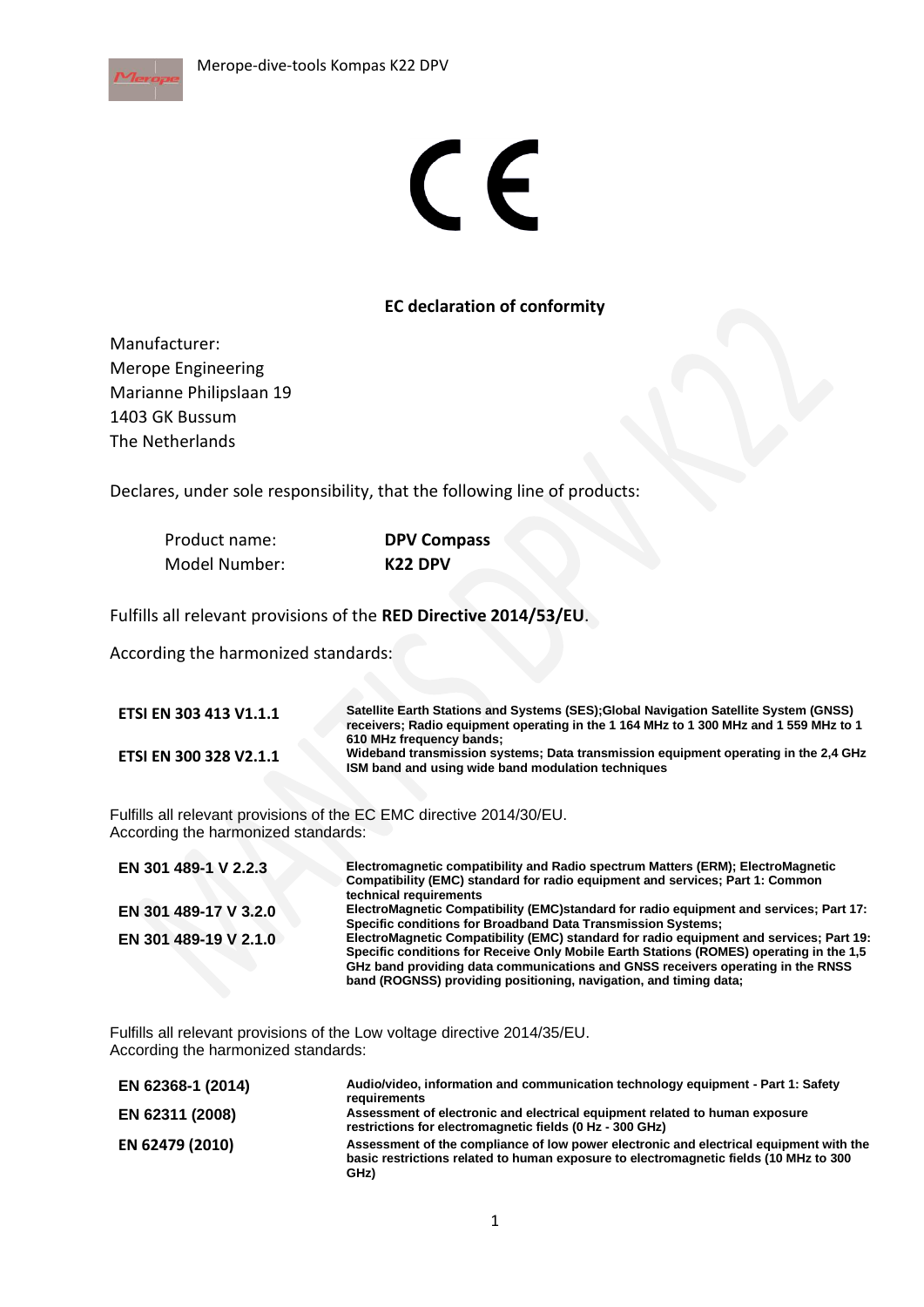CE

**EC declaration of conformity**

Manufacturer:
Merope Engineering
Marianne Philipslaan 19
1403 GK Bussum
The Netherlands

Declares, under sole responsibility, that the following line of products:

| | |
|---|---|
| Product name: | **DPV Compass** |
| Model Number: | **K22 DPV** |

Fulfills all relevant provisions of the **RED Directive 2014/53/EU**.

According the harmonized standards:

| | |
|---|---|
| **ETSI EN 303 413 V1.1.1** | **Satellite Earth Stations and Systems (SES);Global Navigation Satellite System (GNSS) receivers; Radio equipment operating in the 1 164 MHz to 1 300 MHz and 1 559 MHz to 1 610 MHz frequency bands;** |
| **ETSI EN 300 328 V2.1.1** | **Wideband transmission systems; Data transmission equipment operating in the 2,4 GHz ISM band and using wide band modulation techniques** |

Fulfills all relevant provisions of the EC EMC directive 2014/30/EU.
According the harmonized standards:

| | |
|---|---|
| **EN 301 489-1 V 2.2.3** | **Electromagnetic compatibility and Radio spectrum Matters (ERM); ElectroMagnetic Compatibility (EMC) standard for radio equipment and services; Part 1: Common technical requirements** |
| **EN 301 489-17 V 3.2.0** | **ElectroMagnetic Compatibility (EMC)standard for radio equipment and services; Part 17: Specific conditions for Broadband Data Transmission Systems;** |
| **EN 301 489-19 V 2.1.0** | **ElectroMagnetic Compatibility (EMC) standard for radio equipment and services; Part 19: Specific conditions for Receive Only Mobile Earth Stations (ROMES) operating in the 1,5 GHz band providing data communications and GNSS receivers operating in the RNSS band (ROGNSS) providing positioning, navigation, and timing data;** |

Fulfills all relevant provisions of the Low voltage directive 2014/35/EU.
According the harmonized standards:

| | |
|---|---|
| **EN 62368-1 (2014)** | **Audio/video, information and communication technology equipment - Part 1: Safety requirements** |
| **EN 62311 (2008)** | **Assessment of electronic and electrical equipment related to human exposure restrictions for electromagnetic fields (0 Hz - 300 GHz)** |
| **EN 62479 (2010)** | **Assessment of the compliance of low power electronic and electrical equipment with the basic restrictions related to human exposure to electromagnetic fields (10 MHz to 300 GHz)** |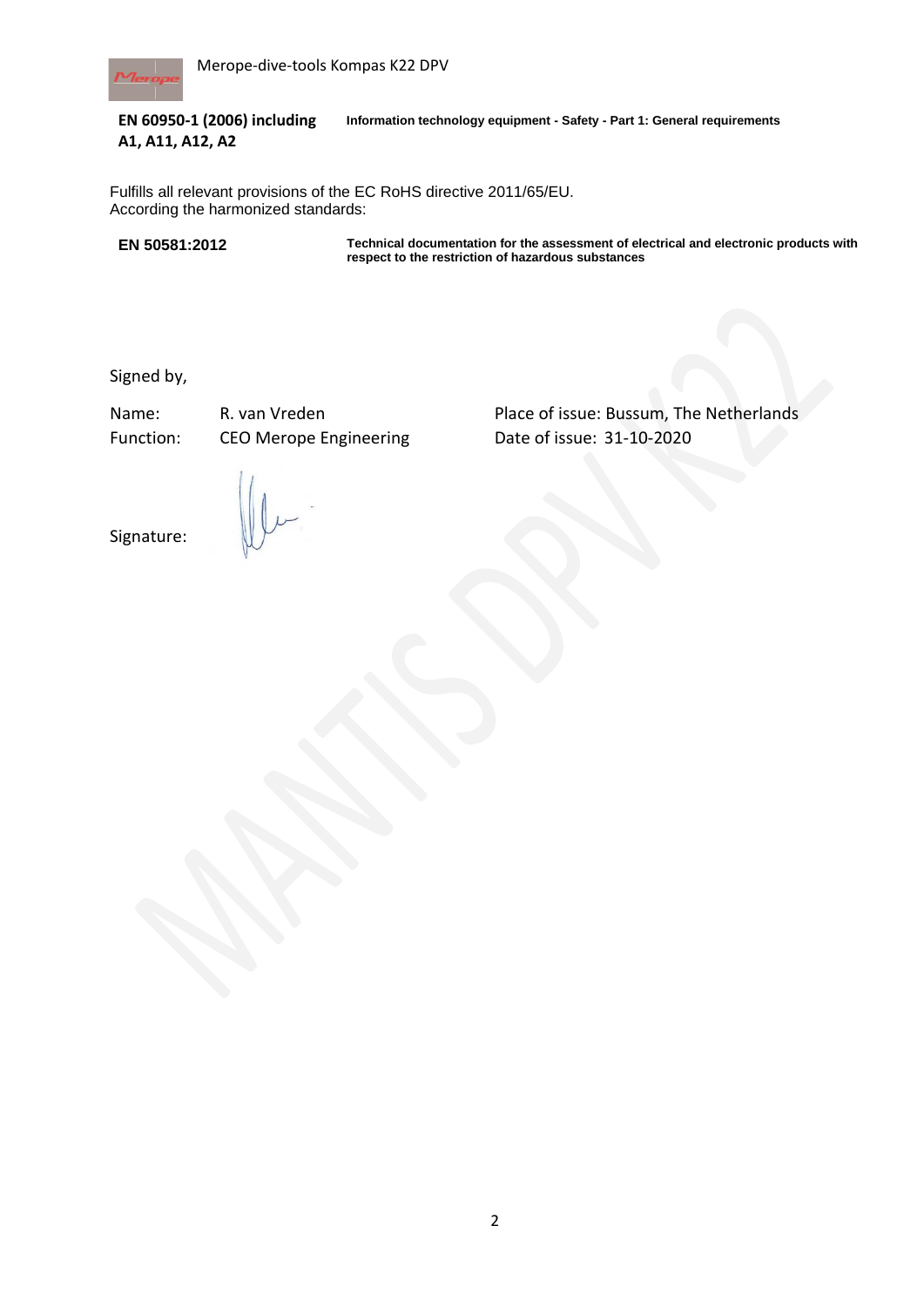| | |
|---|---|
| **EN 60950-1 (2006) including A1, A11, A12, A2** | **Information technology equipment - Safety - Part 1: General requirements** |

Fulfills all relevant provisions of the EC RoHS directive 2011/65/EU.
According the harmonized standards:

| | |
|---|---|
| **EN 50581:2012** | **Technical documentation for the assessment of electrical and electronic products with respect to the restriction of hazardous substances** |

Signed by,

Name: R. van Vreden
Function: CEO Merope Engineering

Place of issue: Bussum, The Netherlands
Date of issue: 31-10-2020

Signature: